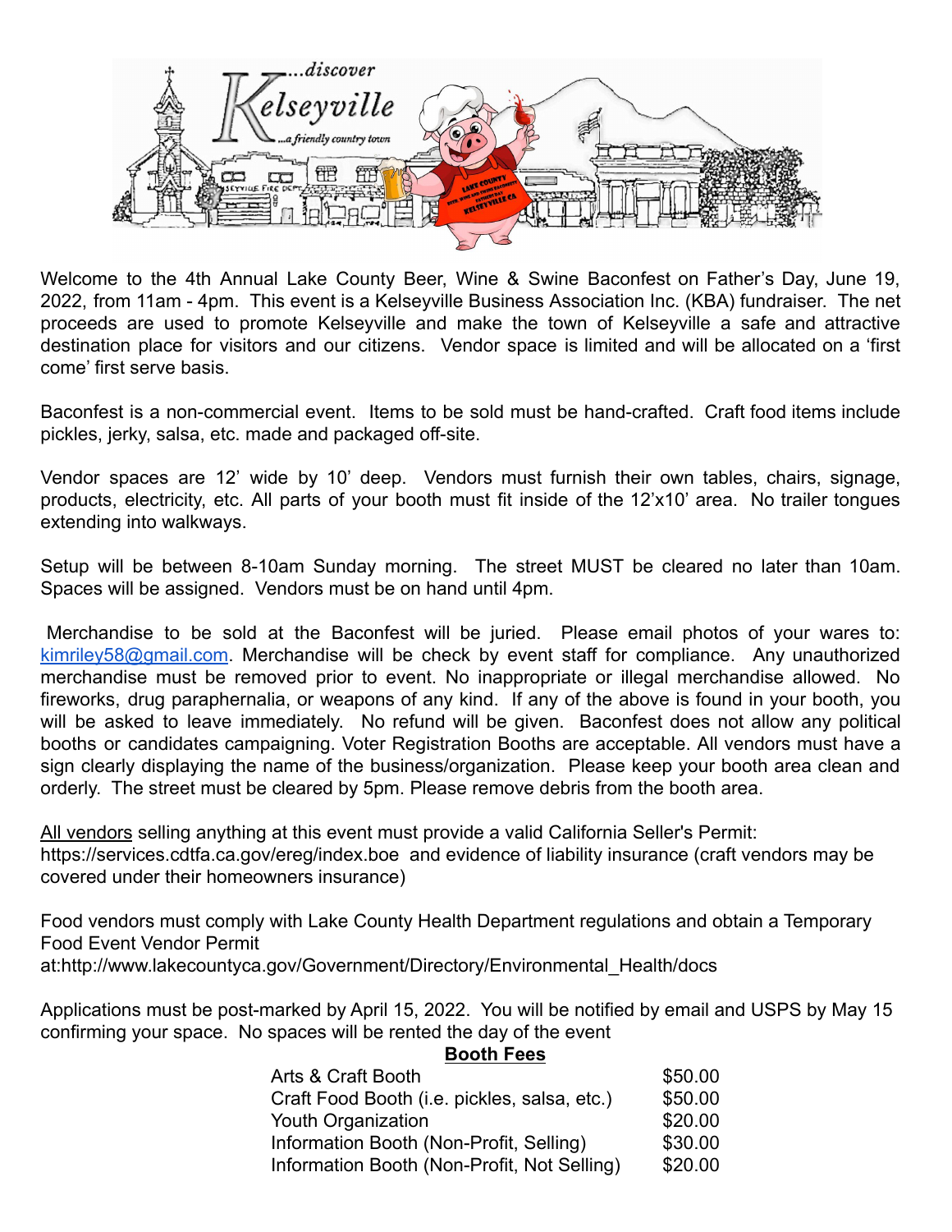Welcome to the 4th Annual Lake County Beer, Wine & Swine Baconfest on Father's Day, June 19, 2022, from 11am - 4pm. This event is a Kelseyville Business Association Inc. (KBA) fundraiser. The net proceeds are used to promote Kelseyville and make the town of Kelseyville a safe and attractive destination place for visitors and our citizens. Vendor space is limited and will be allocated on a 'first come' first serve basis.

Baconfest is a non-commercial event. Items to be sold must be hand-crafted. Craft food items include pickles, jerky, salsa, etc. made and packaged off-site.

Vendor spaces are 12' wide by 10' deep. Vendors must furnish their own tables, chairs, signage, products, electricity, etc. All parts of your booth must fit inside of the 12'x10' area. No trailer tongues extending into walkways.

Setup will be between 8-10am Sunday morning. The street MUST be cleared no later than 10am. Spaces will be assigned. Vendors must be on hand until 4pm.

Merchandise to be sold at the Baconfest will be juried. Please email photos of your wares to: kimriley58@gmail.com. Merchandise will be check by event staff for compliance. Any unauthorized merchandise must be removed prior to event. No inappropriate or illegal merchandise allowed. No fireworks, drug paraphernalia, or weapons of any kind. If any of the above is found in your booth, you will be asked to leave immediately. No refund will be given. Baconfest does not allow any political booths or candidates campaigning. Voter Registration Booths are acceptable. All vendors must have a sign clearly displaying the name of the business/organization. Please keep your booth area clean and orderly. The street must be cleared by 5pm. Please remove debris from the booth area.

All vendors selling anything at this event must provide a valid California Seller's Permit: https://services.cdtfa.ca.gov/ereg/index.boe and evidence of liability insurance (craft vendors may be covered under their homeowners insurance)

Food vendors must comply with Lake County Health Department regulations and obtain a Temporary Food Event Vendor Permit at:http://www.lakecountyca.gov/Government/Directory/Environmental_Health/docs

Applications must be post-marked by April 15, 2022. You will be notified by email and USPS by May 15 confirming your space. No spaces will be rented the day of the event

**Booth Fees**

| Booth Type | Fee |
|---|---|
| Arts & Craft Booth | $50.00 |
| Craft Food Booth (i.e. pickles, salsa, etc.) | $50.00 |
| Youth Organization | $20.00 |
| Information Booth (Non-Profit, Selling) | $30.00 |
| Information Booth (Non-Profit, Not Selling) | $20.00 |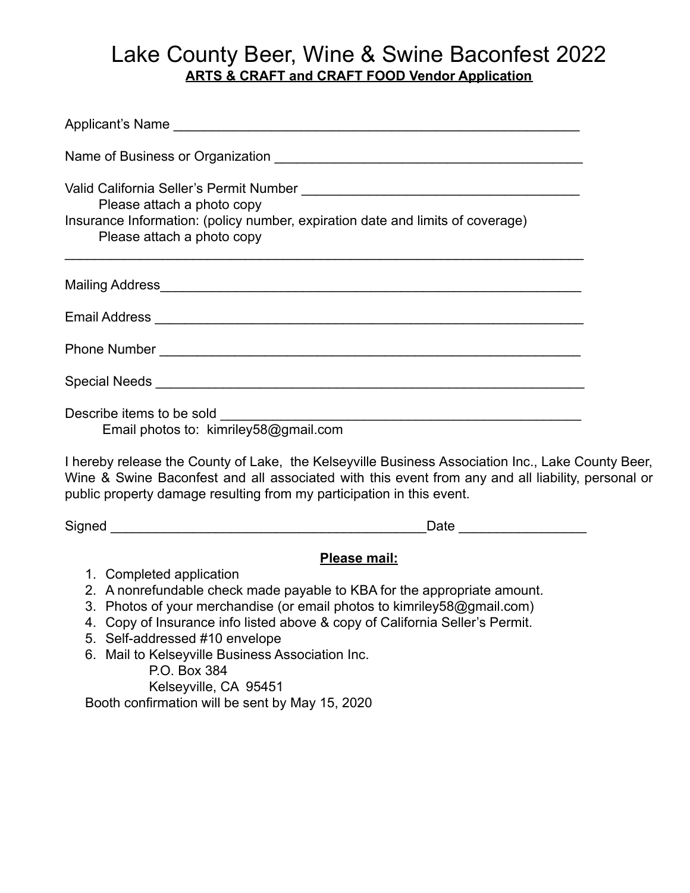# Lake County Beer, Wine & Swine Baconfest 2022

**ARTS & CRAFT and CRAFT FOOD Vendor Application**

Applicant's Name ______________________________________________________

Name of Business or Organization ________________________________________

Valid California Seller's Permit Number ____________________________________
Please attach a photo copy

Insurance Information: (policy number, expiration date and limits of coverage)
Please attach a photo copy

______________________________________________________________________

Mailing Address________________________________________________________

Email Address _________________________________________________________

Phone Number _________________________________________________________

Special Needs _________________________________________________________

Describe items to be sold _______________________________________________
Email photos to: kimriley58@gmail.com

I hereby release the County of Lake, the Kelseyville Business Association Inc., Lake County Beer, Wine & Swine Baconfest and all associated with this event from any and all liability, personal or public property damage resulting from my participation in this event.

Signed ________________________________________Date ________________

**Please mail:**

1. Completed application
2. A nonrefundable check made payable to KBA for the appropriate amount.
3. Photos of your merchandise (or email photos to kimriley58@gmail.com)
4. Copy of Insurance info listed above & copy of California Seller's Permit.
5. Self-addressed #10 envelope
6. Mail to Kelseyville Business Association Inc.
   P.O. Box 384
   Kelseyville, CA 95451

Booth confirmation will be sent by May 15, 2020